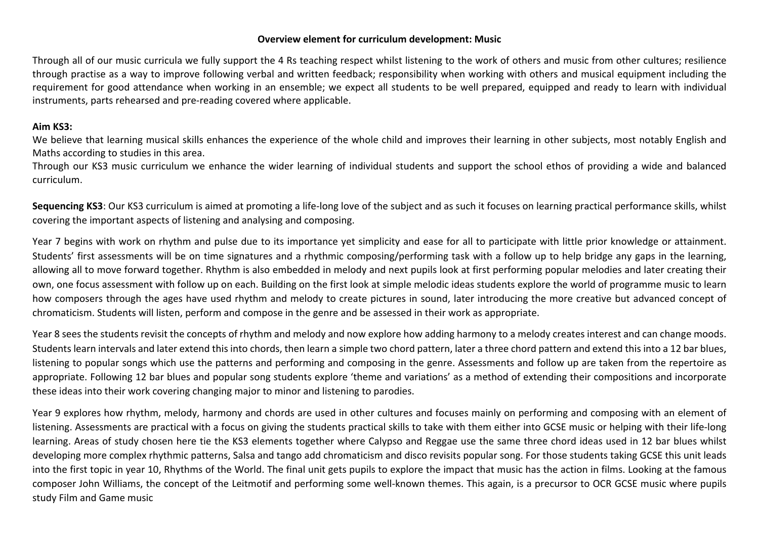**Overview element for curriculum development: Music**

Through all of our music curricula we fully support the 4 Rs teaching respect whilst listening to the work of others and music from other cultures; resilience through practise as a way to improve following verbal and written feedback; responsibility when working with others and musical equipment including the requirement for good attendance when working in an ensemble; we expect all students to be well prepared, equipped and ready to learn with individual instruments, parts rehearsed and pre-reading covered where applicable.

**Aim KS3:**

We believe that learning musical skills enhances the experience of the whole child and improves their learning in other subjects, most notably English and Maths according to studies in this area.

Through our KS3 music curriculum we enhance the wider learning of individual students and support the school ethos of providing a wide and balanced curriculum.

**Sequencing KS3**: Our KS3 curriculum is aimed at promoting a life-long love of the subject and as such it focuses on learning practical performance skills, whilst covering the important aspects of listening and analysing and composing.

Year 7 begins with work on rhythm and pulse due to its importance yet simplicity and ease for all to participate with little prior knowledge or attainment. Students' first assessments will be on time signatures and a rhythmic composing/performing task with a follow up to help bridge any gaps in the learning, allowing all to move forward together. Rhythm is also embedded in melody and next pupils look at first performing popular melodies and later creating their own, one focus assessment with follow up on each. Building on the first look at simple melodic ideas students explore the world of programme music to learn how composers through the ages have used rhythm and melody to create pictures in sound, later introducing the more creative but advanced concept of chromaticism. Students will listen, perform and compose in the genre and be assessed in their work as appropriate.

Year 8 sees the students revisit the concepts of rhythm and melody and now explore how adding harmony to a melody creates interest and can change moods. Students learn intervals and later extend this into chords, then learn a simple two chord pattern, later a three chord pattern and extend this into a 12 bar blues, listening to popular songs which use the patterns and performing and composing in the genre. Assessments and follow up are taken from the repertoire as appropriate. Following 12 bar blues and popular song students explore 'theme and variations' as a method of extending their compositions and incorporate these ideas into their work covering changing major to minor and listening to parodies.

Year 9 explores how rhythm, melody, harmony and chords are used in other cultures and focuses mainly on performing and composing with an element of listening. Assessments are practical with a focus on giving the students practical skills to take with them either into GCSE music or helping with their life-long learning. Areas of study chosen here tie the KS3 elements together where Calypso and Reggae use the same three chord ideas used in 12 bar blues whilst developing more complex rhythmic patterns, Salsa and tango add chromaticism and disco revisits popular song. For those students taking GCSE this unit leads into the first topic in year 10, Rhythms of the World. The final unit gets pupils to explore the impact that music has the action in films. Looking at the famous composer John Williams, the concept of the Leitmotif and performing some well-known themes. This again, is a precursor to OCR GCSE music where pupils study Film and Game music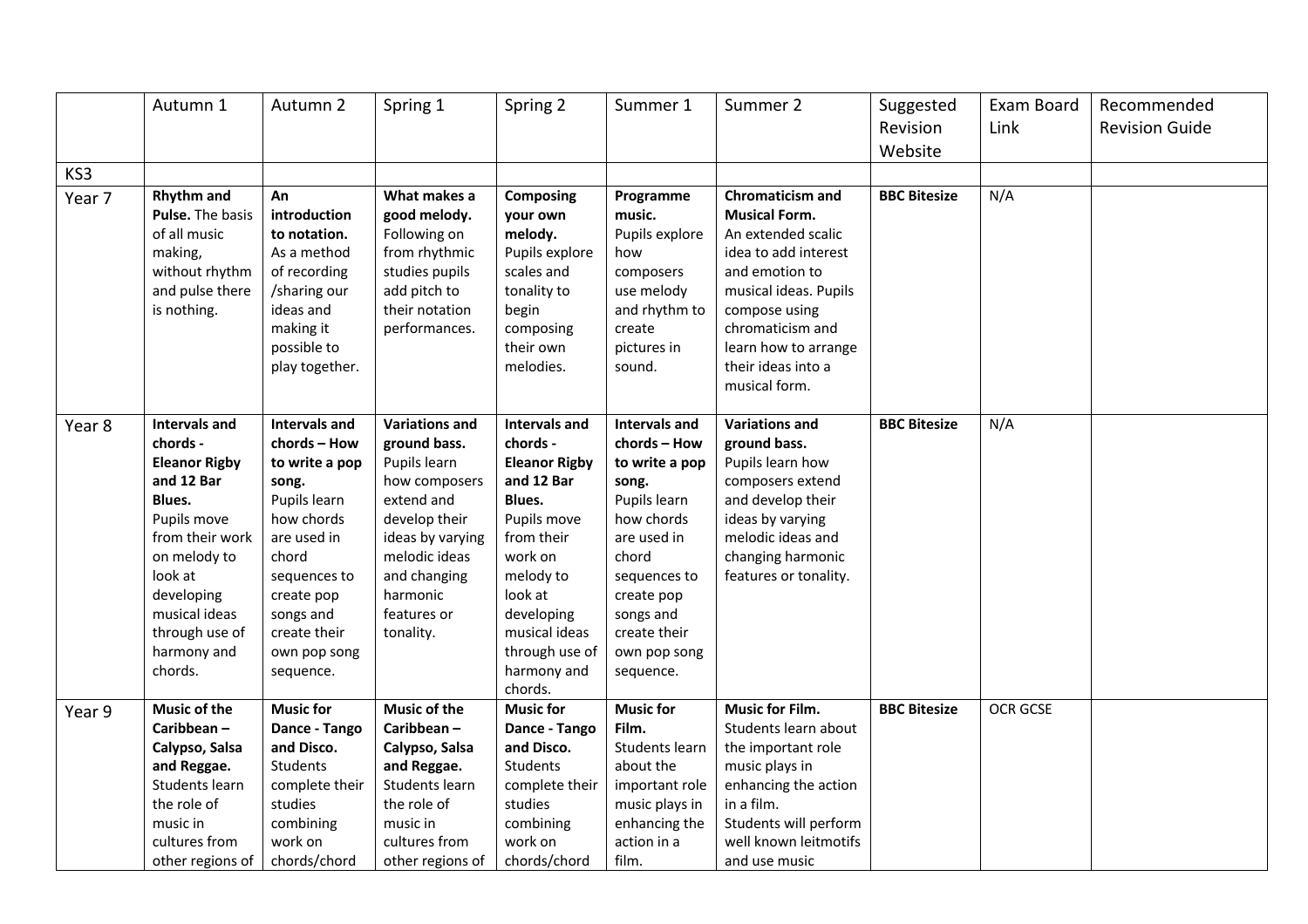| | Autumn 1 | Autumn 2 | Spring 1 | Spring 2 | Summer 1 | Summer 2 | Suggested Revision Website | Exam Board Link | Recommended Revision Guide |
|---|---|---|---|---|---|---|---|---|---|
| KS3 | | | | | | | | | |
| Year 7 | **Rhythm and Pulse.** The basis of all music making, without rhythm and pulse there is nothing. | **An introduction to notation.** As a method of recording /sharing our ideas and making it possible to play together. | **What makes a good melody.** Following on from rhythmic studies pupils add pitch to their notation performances. | **Composing your own melody.** Pupils explore scales and tonality to begin composing their own melodies. | **Programme music.** Pupils explore how composers use melody and rhythm to create pictures in sound. | **Chromaticism and Musical Form.** An extended scalic idea to add interest and emotion to musical ideas. Pupils compose using chromaticism and learn how to arrange their ideas into a musical form. | **BBC Bitesize** | N/A | |
| Year 8 | **Intervals and chords - Eleanor Rigby and 12 Bar Blues.** Pupils move from their work on melody to look at developing musical ideas through use of harmony and chords. | **Intervals and chords – How to write a pop song.** Pupils learn how chords are used in chord sequences to create pop songs and create their own pop song sequence. | **Variations and ground bass.** Pupils learn how composers extend and develop their ideas by varying melodic ideas and changing harmonic features or tonality. | **Intervals and chords - Eleanor Rigby and 12 Bar Blues.** Pupils move from their work on melody to look at developing musical ideas through use of harmony and chords. | **Intervals and chords – How to write a pop song.** Pupils learn how chords are used in chord sequences to create pop songs and create their own pop song sequence. | **Variations and ground bass.** Pupils learn how composers extend and develop their ideas by varying melodic ideas and changing harmonic features or tonality. | **BBC Bitesize** | N/A | |
| Year 9 | **Music of the Caribbean – Calypso, Salsa and Reggae.** Students learn the role of music in cultures from other regions of | **Music for Dance - Tango and Disco.** Students complete their studies combining work on chords/chord | **Music of the Caribbean – Calypso, Salsa and Reggae.** Students learn the role of music in cultures from other regions of | **Music for Dance - Tango and Disco.** Students complete their studies combining work on chords/chord | **Music for Film.** Students learn about the important role music plays in enhancing the action in a film. | **Music for Film.** Students learn about the important role music plays in enhancing the action in a film. Students will perform well known leitmotifs and use music | **BBC Bitesize** | OCR GCSE | |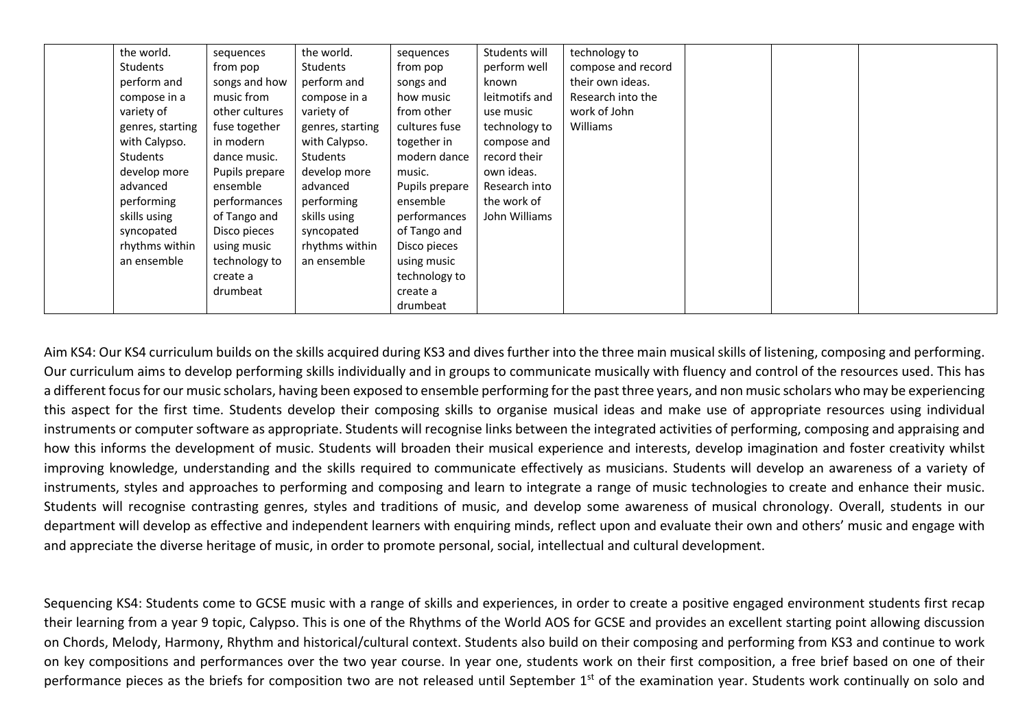|  | the world. Students perform and compose in a variety of genres, starting with Calypso. Students develop more advanced performing skills using syncopated rhythms within an ensemble | sequences from pop songs and how music from other cultures fuse together in modern dance music. Pupils prepare ensemble performances of Tango and Disco pieces using music technology to create a drumbeat | the world. Students perform and compose in a variety of genres, starting with Calypso. Students develop more advanced performing skills using syncopated rhythms within an ensemble | sequences from pop songs and how music from other cultures fuse together in modern dance music. Pupils prepare ensemble performances of Tango and Disco pieces using music technology to create a drumbeat | Students will perform well known leitmotifs and use music technology to compose and record their own ideas. Research into the work of John Williams | technology to compose and record their own ideas. Research into the work of John Williams |  |  |  |
|---|---|---|---|---|---|---|---|---|---|

Aim KS4: Our KS4 curriculum builds on the skills acquired during KS3 and dives further into the three main musical skills of listening, composing and performing. Our curriculum aims to develop performing skills individually and in groups to communicate musically with fluency and control of the resources used. This has a different focus for our music scholars, having been exposed to ensemble performing for the past three years, and non music scholars who may be experiencing this aspect for the first time. Students develop their composing skills to organise musical ideas and make use of appropriate resources using individual instruments or computer software as appropriate. Students will recognise links between the integrated activities of performing, composing and appraising and how this informs the development of music. Students will broaden their musical experience and interests, develop imagination and foster creativity whilst improving knowledge, understanding and the skills required to communicate effectively as musicians. Students will develop an awareness of a variety of instruments, styles and approaches to performing and composing and learn to integrate a range of music technologies to create and enhance their music. Students will recognise contrasting genres, styles and traditions of music, and develop some awareness of musical chronology. Overall, students in our department will develop as effective and independent learners with enquiring minds, reflect upon and evaluate their own and others' music and engage with and appreciate the diverse heritage of music, in order to promote personal, social, intellectual and cultural development.

Sequencing KS4: Students come to GCSE music with a range of skills and experiences, in order to create a positive engaged environment students first recap their learning from a year 9 topic, Calypso. This is one of the Rhythms of the World AOS for GCSE and provides an excellent starting point allowing discussion on Chords, Melody, Harmony, Rhythm and historical/cultural context. Students also build on their composing and performing from KS3 and continue to work on key compositions and performances over the two year course. In year one, students work on their first composition, a free brief based on one of their performance pieces as the briefs for composition two are not released until September 1st of the examination year. Students work continually on solo and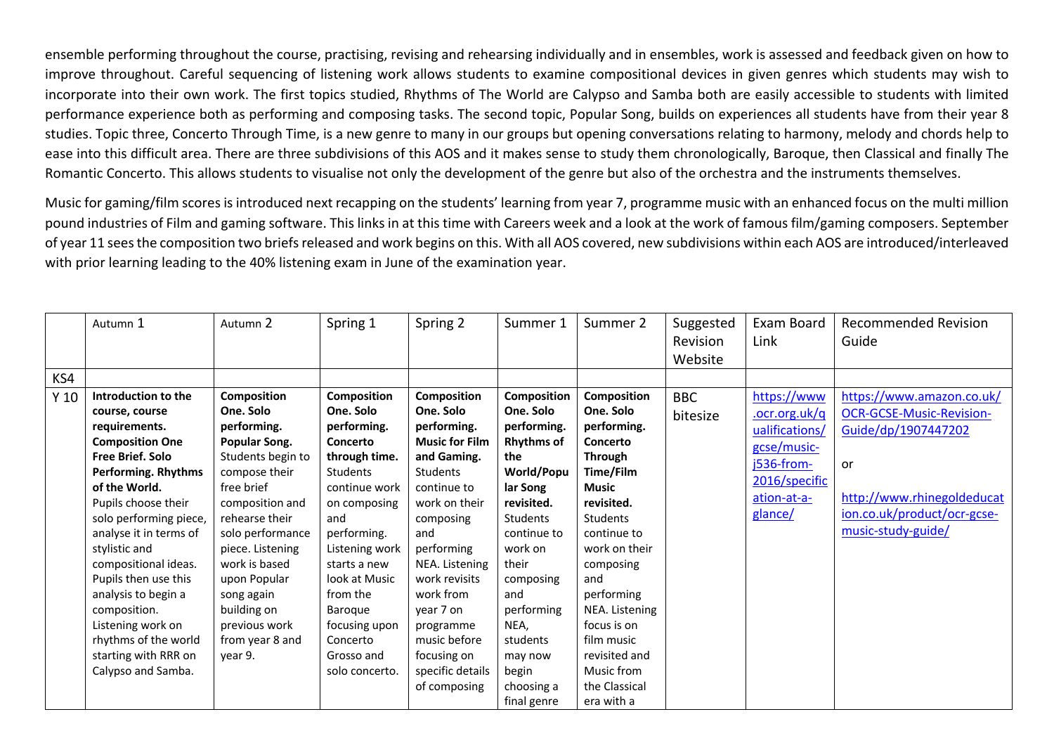ensemble performing throughout the course, practising, revising and rehearsing individually and in ensembles, work is assessed and feedback given on how to improve throughout. Careful sequencing of listening work allows students to examine compositional devices in given genres which students may wish to incorporate into their own work. The first topics studied, Rhythms of The World are Calypso and Samba both are easily accessible to students with limited performance experience both as performing and composing tasks. The second topic, Popular Song, builds on experiences all students have from their year 8 studies. Topic three, Concerto Through Time, is a new genre to many in our groups but opening conversations relating to harmony, melody and chords help to ease into this difficult area. There are three subdivisions of this AOS and it makes sense to study them chronologically, Baroque, then Classical and finally The Romantic Concerto. This allows students to visualise not only the development of the genre but also of the orchestra and the instruments themselves.

Music for gaming/film scores is introduced next recapping on the students' learning from year 7, programme music with an enhanced focus on the multi million pound industries of Film and gaming software. This links in at this time with Careers week and a look at the work of famous film/gaming composers. September of year 11 sees the composition two briefs released and work begins on this. With all AOS covered, new subdivisions within each AOS are introduced/interleaved with prior learning leading to the 40% listening exam in June of the examination year.

| | Autumn 1 | Autumn 2 | Spring 1 | Spring 2 | Summer 1 | Summer 2 | Suggested Revision Website | Exam Board Link | Recommended Revision Guide |
|---|---|---|---|---|---|---|---|---|---|
| KS4 | | | | | | | | | |
| Y 10 | **Introduction to the course, course requirements. Composition One Free Brief. Solo Performing. Rhythms of the World.** Pupils choose their solo performing piece, analyse it in terms of stylistic and compositional ideas. Pupils then use this analysis to begin a composition. Listening work on rhythms of the world starting with RRR on Calypso and Samba. | **Composition One. Solo performing. Popular Song.** Students begin to compose their free brief composition and rehearse their solo performance piece. Listening work is based upon Popular song again building on previous work from year 8 and year 9. | **Composition One. Solo performing. Concerto through time.** Students continue work on composing and performing. Listening work starts a new look at Music from the Baroque focusing upon Concerto Grosso and solo concerto. | **Composition One. Solo performing. Music for Film and Gaming.** Students continue to work on their composing and performing NEA. Listening work revisits work from year 7 on programme music before focusing on specific details of composing | **Composition One. Solo performing. Rhythms of the World/Popular Song revisited.** Students continue to work on their composing and performing NEA, students may now begin choosing a final genre | **Composition One. Solo performing. Concerto Through Time/Film Music revisited.** Students continue to work on their composing and performing NEA. Listening focus is on film music revisited and Music from the Classical era with a | BBC bitesize | https://www.ocr.org.uk/qualifications/gcse/music-j536-from-2016/specification-at-a-glance/ | https://www.amazon.co.uk/OCR-GCSE-Music-Revision-Guide/dp/1907447202<br><br>or<br><br>http://www.rhinegoldeducation.co.uk/product/ocr-gcse-music-study-guide/ |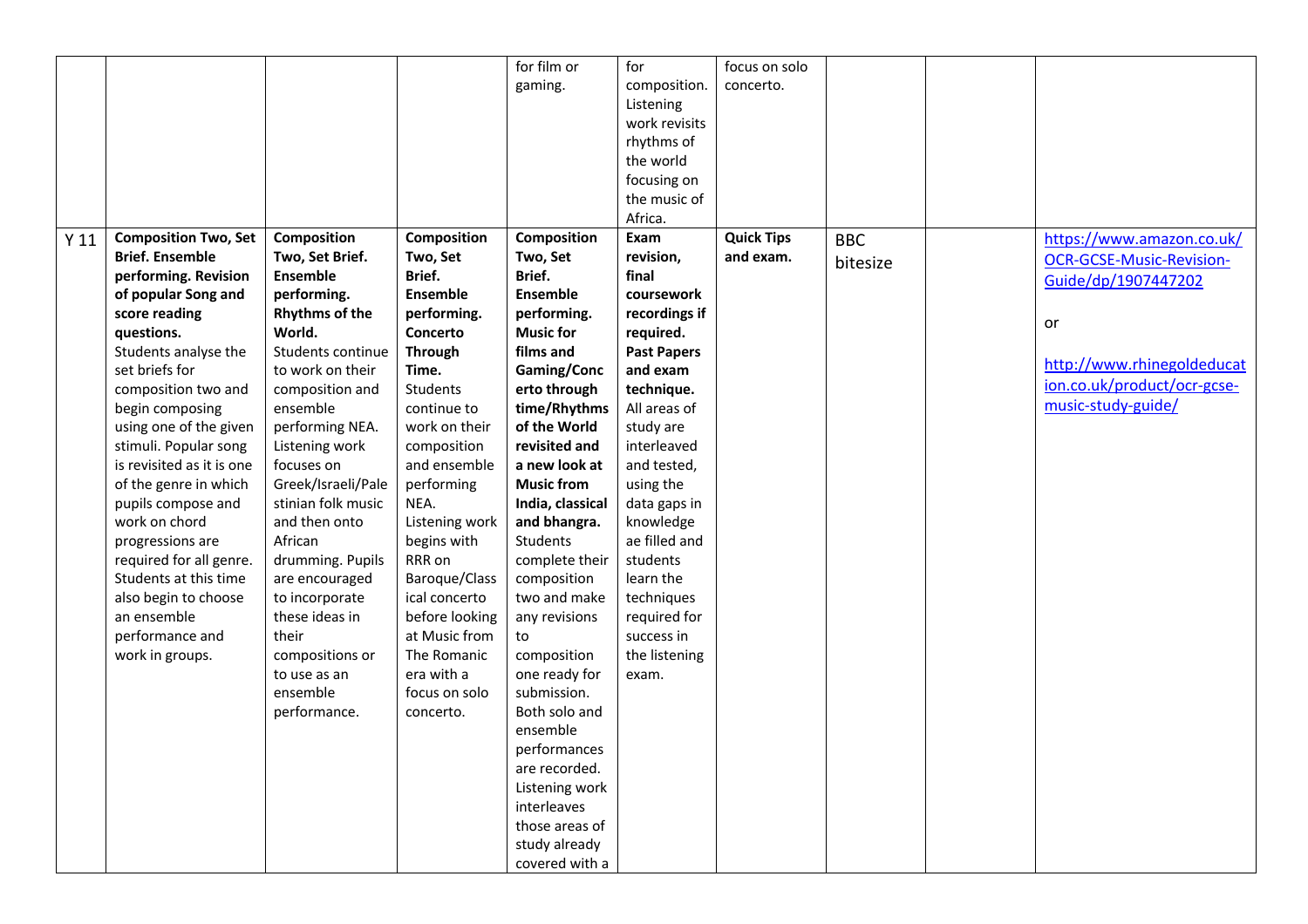| | | | | | | | | | |
|---|---|---|---|---|---|---|---|---|---|
| | | | | for film or gaming. | for composition. Listening work revisits rhythms of the world focusing on the music of Africa. | focus on solo concerto. | | | |
| Y 11 | **Composition Two, Set Brief. Ensemble performing. Revision of popular Song and score reading questions.** Students analyse the set briefs for composition two and begin composing using one of the given stimuli. Popular song is revisited as it is one of the genre in which pupils compose and work on chord progressions are required for all genre. Students at this time also begin to choose an ensemble performance and work in groups. | **Composition Two, Set Brief. Ensemble performing. Rhythms of the World.** Students continue to work on their composition and ensemble performing NEA. Listening work focuses on Greek/Israeli/Palestinian folk music and then onto African drumming. Pupils are encouraged to incorporate these ideas in their compositions or to use as an ensemble performance. | **Composition Two, Set Brief. Ensemble performing. Concerto Through Time.** Students continue to work on their composition and ensemble performing NEA. Listening work begins with RRR on Baroque/Classical concerto before looking at Music from The Romanic era with a focus on solo concerto. | **Composition Two, Set Brief. Ensemble performing. Music for films and Gaming/Concerto through time/Rhythms of the World revisited and a new look at Music from India, classical and bhangra.** Students complete their composition two and make any revisions to composition one ready for submission. Both solo and ensemble performances are recorded. Listening work interleaves those areas of study already covered with a | **Exam revision, final coursework recordings if required. Past Papers and exam technique.** All areas of study are interleaved and tested, using the data gaps in knowledge ae filled and students learn the techniques required for success in the listening exam. | **Quick Tips and exam.** | BBC bitesize | | https://www.amazon.co.uk/OCR-GCSE-Music-Revision-Guide/dp/1907447202<br><br>or<br><br>http://www.rhinegoldeducation.co.uk/product/ocr-gcse-music-study-guide/ |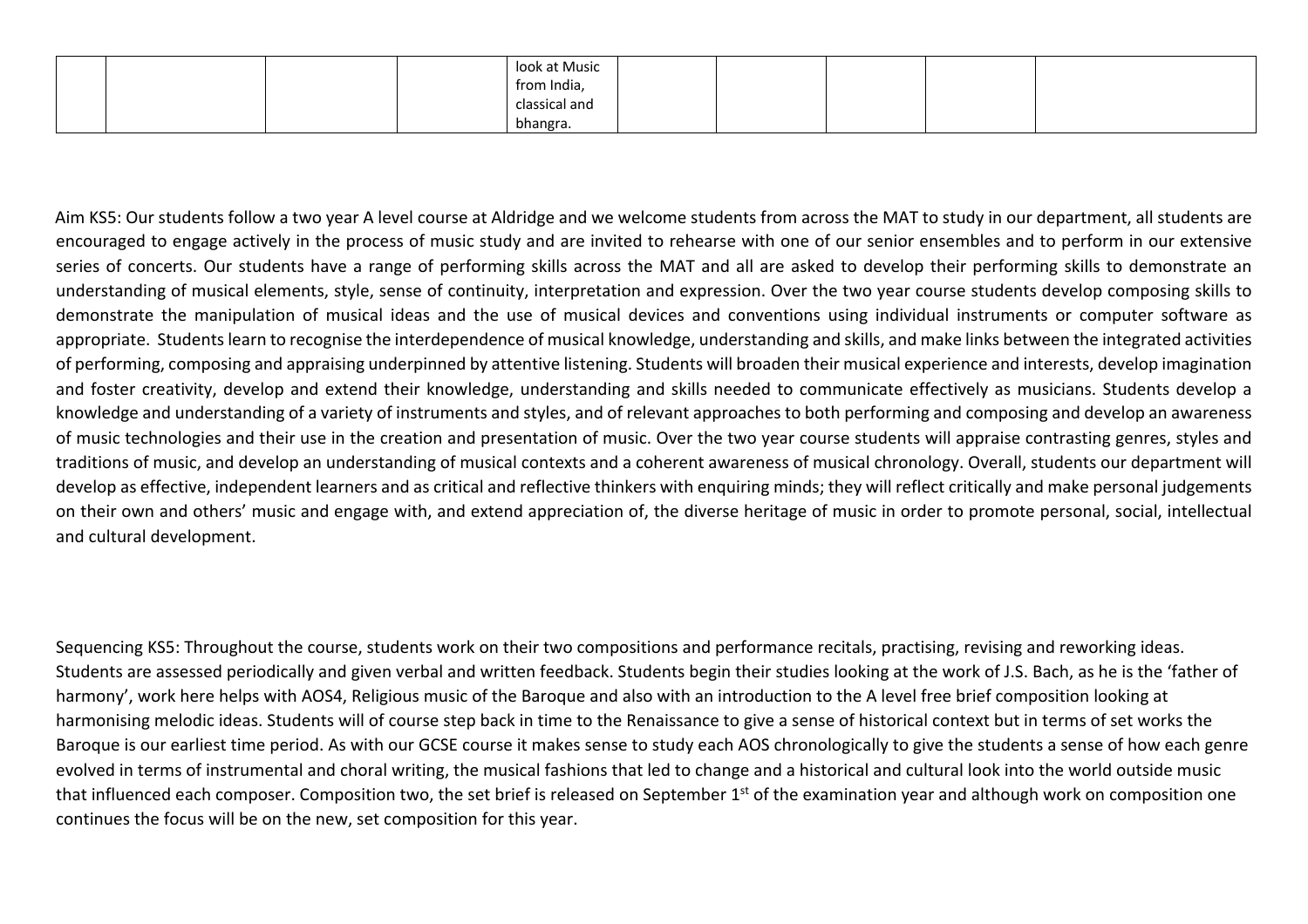| | | | | | | | | | |
|---|---|---|---|---|---|---|---|---|---|
| | | | | look at Music from India, classical and bhangra. | | | | | |

Aim KS5: Our students follow a two year A level course at Aldridge and we welcome students from across the MAT to study in our department, all students are encouraged to engage actively in the process of music study and are invited to rehearse with one of our senior ensembles and to perform in our extensive series of concerts. Our students have a range of performing skills across the MAT and all are asked to develop their performing skills to demonstrate an understanding of musical elements, style, sense of continuity, interpretation and expression. Over the two year course students develop composing skills to demonstrate the manipulation of musical ideas and the use of musical devices and conventions using individual instruments or computer software as appropriate. Students learn to recognise the interdependence of musical knowledge, understanding and skills, and make links between the integrated activities of performing, composing and appraising underpinned by attentive listening. Students will broaden their musical experience and interests, develop imagination and foster creativity, develop and extend their knowledge, understanding and skills needed to communicate effectively as musicians. Students develop a knowledge and understanding of a variety of instruments and styles, and of relevant approaches to both performing and composing and develop an awareness of music technologies and their use in the creation and presentation of music. Over the two year course students will appraise contrasting genres, styles and traditions of music, and develop an understanding of musical contexts and a coherent awareness of musical chronology. Overall, students our department will develop as effective, independent learners and as critical and reflective thinkers with enquiring minds; they will reflect critically and make personal judgements on their own and others' music and engage with, and extend appreciation of, the diverse heritage of music in order to promote personal, social, intellectual and cultural development.

Sequencing KS5: Throughout the course, students work on their two compositions and performance recitals, practising, revising and reworking ideas. Students are assessed periodically and given verbal and written feedback. Students begin their studies looking at the work of J.S. Bach, as he is the 'father of harmony', work here helps with AOS4, Religious music of the Baroque and also with an introduction to the A level free brief composition looking at harmonising melodic ideas. Students will of course step back in time to the Renaissance to give a sense of historical context but in terms of set works the Baroque is our earliest time period. As with our GCSE course it makes sense to study each AOS chronologically to give the students a sense of how each genre evolved in terms of instrumental and choral writing, the musical fashions that led to change and a historical and cultural look into the world outside music that influenced each composer. Composition two, the set brief is released on September 1st of the examination year and although work on composition one continues the focus will be on the new, set composition for this year.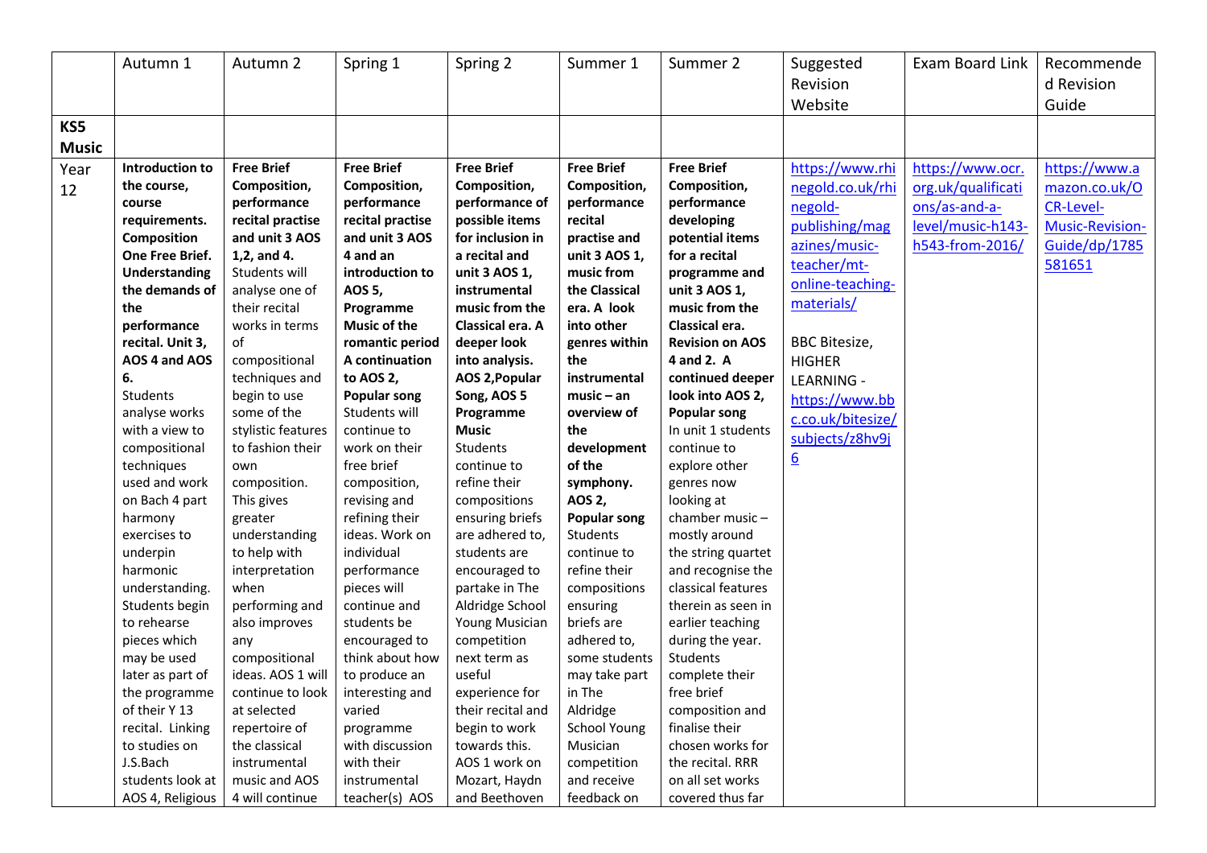|  | Autumn 1 | Autumn 2 | Spring 1 | Spring 2 | Summer 1 | Summer 2 | Suggested Revision Website | Exam Board Link | Recommended Revision Guide |
|---|---|---|---|---|---|---|---|---|---|
| **KS5 Music** |  |  |  |  |  |  |  |  |  |
| Year 12 | **Introduction to the course, course requirements. Composition One Free Brief. Understanding the demands of the performance recital. Unit 3, AOS 4 and AOS 6.** Students analyse works with a view to compositional techniques used and work on Bach 4 part harmony exercises to underpin harmonic understanding. Students begin to rehearse pieces which may be used later as part of the programme of their Y 13 recital. Linking to studies on J.S.Bach students look at AOS 4, Religious | **Free Brief Composition, performance recital practise and unit 3 AOS 1,2, and 4.** Students will analyse one of their recital works in terms of compositional techniques and begin to use some of the stylistic features to fashion their own composition. This gives greater understanding to help with interpretation when performing and also improves any compositional ideas. AOS 1 will continue to look at selected repertoire of the classical instrumental music and AOS 4 will continue | **Free Brief Composition, performance recital practise and unit 3 AOS 4 and an introduction to AOS 5, Programme Music of the romantic period A continuation to AOS 2, Popular song** Students will continue to work on their free brief composition, revising and refining their ideas. Work on individual performance pieces will continue and students be encouraged to think about how to produce an interesting and varied programme with discussion with their instrumental teacher(s) AOS | **Free Brief Composition, performance of possible items for inclusion in a recital and unit 3 AOS 1, instrumental music from the Classical era. A deeper look into analysis. AOS 2,Popular Song, AOS 5 Programme Music** Students continue to refine their compositions ensuring briefs are adhered to, students are encouraged to partake in The Aldridge School Young Musician competition next term as useful experience for their recital and begin to work towards this. AOS 1 work on Mozart, Haydn and Beethoven | **Free Brief Composition, performance recital practise and unit 3 AOS 1, music from the Classical era. A look into other genres within the instrumental music – an overview of the development of the symphony. AOS 2, Popular song** Students continue to refine their compositions ensuring briefs are adhered to, some students may take part in The Aldridge School Young Musician competition and receive feedback on | **Free Brief Composition, performance developing potential items for a recital programme and unit 3 AOS 1, music from the Classical era. Revision on AOS 4 and 2. A continued deeper look into AOS 2, Popular song** In unit 1 students continue to explore other genres now looking at chamber music – mostly around the string quartet and recognise the classical features therein as seen in earlier teaching during the year. Students complete their free brief composition and finalise their chosen works for the recital. RRR on all set works covered thus far | https://www.rhinegold.co.uk/rhinegold-publishing/magazines/music-teacher/mt-online-teaching-materials/<br><br>BBC Bitesize, HIGHER LEARNING - https://www.bbc.co.uk/bitesize/subjects/z8hv9j6 | https://www.ocr.org.uk/qualifications/as-and-a-level/music-h143-h543-from-2016/ | https://www.amazon.co.uk/OCR-Level-Music-Revision-Guide/dp/1785581651 |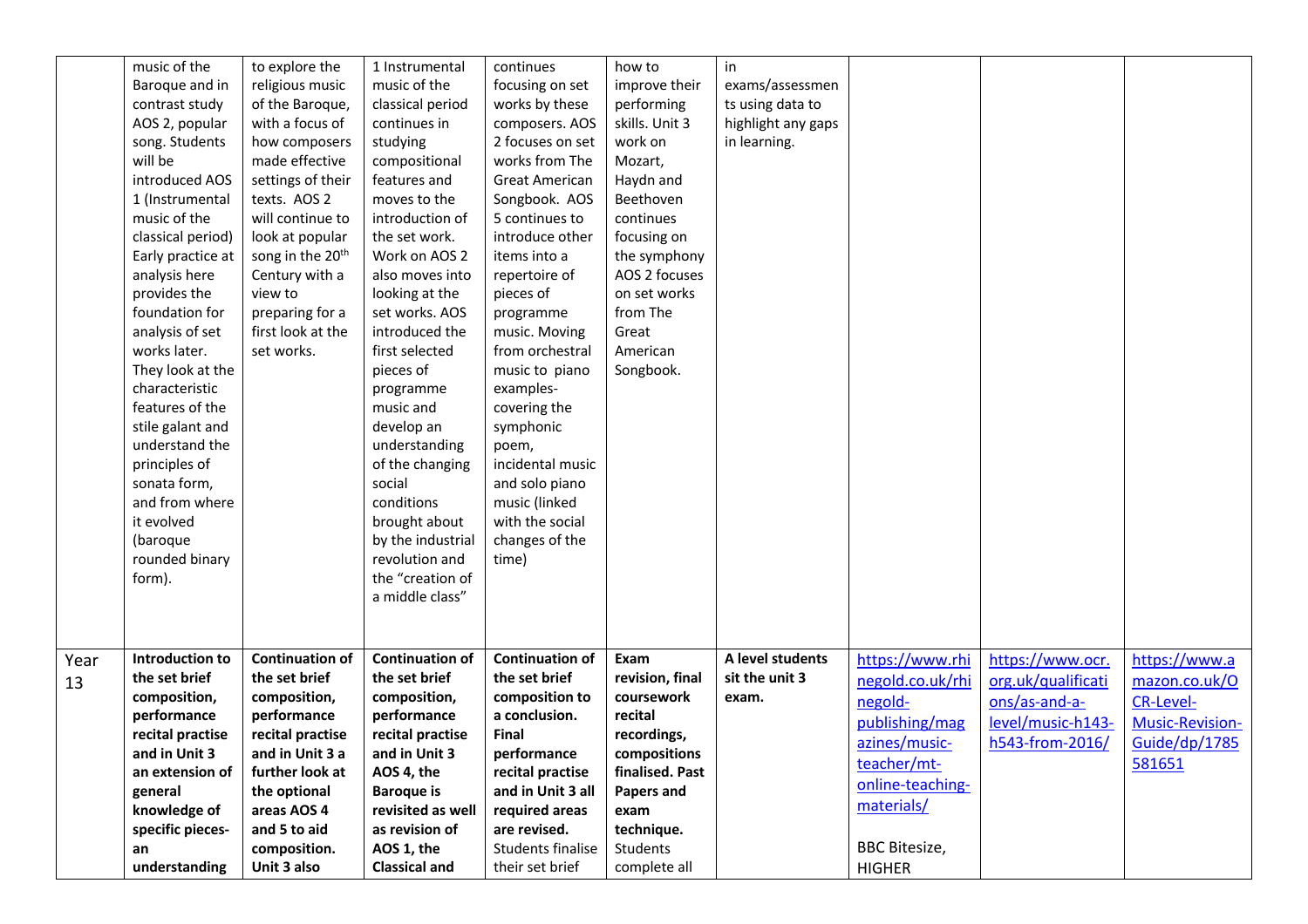| | | | | | | | | | |
|---|---|---|---|---|---|---|---|---|---|
| | music of the Baroque and in contrast study AOS 2, popular song. Students will be introduced AOS 1 (Instrumental music of the classical period) Early practice at analysis here provides the foundation for analysis of set works later. They look at the characteristic features of the stile galant and understand the principles of sonata form, and from where it evolved (baroque rounded binary form). | to explore the religious music of the Baroque, with a focus of how composers made effective settings of their texts. AOS 2 will continue to look at popular song in the 20th Century with a view to preparing for a first look at the set works. | 1 Instrumental music of the classical period continues in studying compositional features and moves to the introduction of the set work. Work on AOS 2 also moves into looking at the set works. AOS introduced the first selected pieces of programme music and develop an understanding of the changing social conditions brought about by the industrial revolution and the "creation of a middle class" | continues focusing on set works by these composers. AOS 2 focuses on set works from The Great American Songbook. AOS 5 continues to introduce other items into a repertoire of pieces of programme music. Moving from orchestral music to piano examples- covering the symphonic poem, incidental music and solo piano music (linked with the social changes of the time) | how to improve their performing skills. Unit 3 work on Mozart, Haydn and Beethoven continues focusing on the symphony AOS 2 focuses on set works from The Great American Songbook. | in exams/assessments using data to highlight any gaps in learning. | | | |
| Year 13 | **Introduction to the set brief composition, performance recital practise and in Unit 3 an extension of general knowledge of specific pieces- an understanding** | **Continuation of the set brief composition, performance recital practise and in Unit 3 a further look at the optional areas AOS 4 and 5 to aid composition. Unit 3 also** | **Continuation of the set brief composition, performance recital practise and in Unit 3 AOS 4, the Baroque is revisited as well as revision of AOS 1, the Classical and** | **Continuation of the set brief composition to a conclusion. Final performance recital practise and in Unit 3 all required areas are revised.** Students finalise their set brief | **Exam revision, final coursework recital recordings, compositions finalised. Past Papers and exam technique.** Students complete all | **A level students sit the unit 3 exam.** | https://www.rhinegold.co.uk/rhinegold-publishing/magazines/music-teacher/mt-online-teaching-materials/<br><br>BBC Bitesize, HIGHER | https://www.ocr.org.uk/qualifications/as-and-a-level/music-h143-h543-from-2016/ | https://www.amazon.co.uk/OCR-Level-Music-Revision-Guide/dp/1785581651 |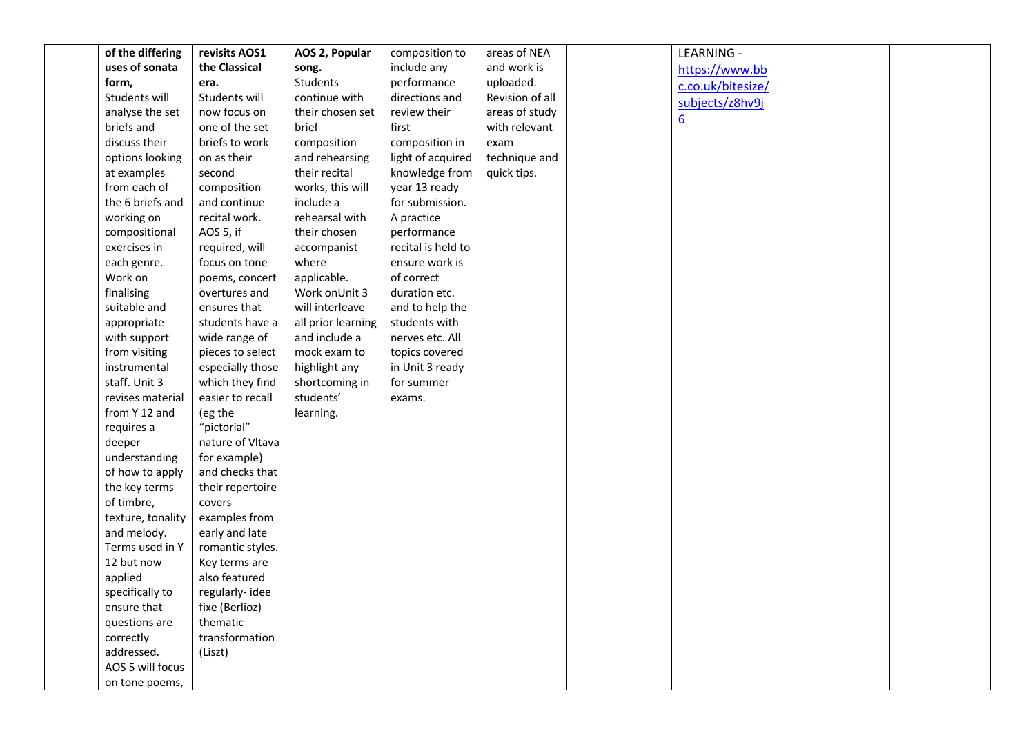|  | **of the differing uses of sonata form,** Students will analyse the set briefs and discuss their options looking at examples from each of the 6 briefs and working on compositional exercises in each genre. Work on finalising suitable and appropriate with support from visiting instrumental staff. Unit 3 revises material from Y 12 and requires a deeper understanding of how to apply the key terms of timbre, texture, tonality and melody. Terms used in Y 12 but now applied specifically to ensure that questions are correctly addressed. AOS 5 will focus on tone poems, | **revisits AOS1 the Classical era.** Students will now focus on one of the set briefs to work on as their second composition and continue recital work. AOS 5, if required, will focus on tone poems, concert overtures and ensures that students have a wide range of pieces to select especially those which they find easier to recall (eg the "pictorial" nature of Vltava for example) and checks that their repertoire covers examples from early and late romantic styles. Key terms are also featured regularly- idee fixe (Berlioz) thematic transformation (Liszt) | **AOS 2, Popular song.** Students continue with their chosen set brief composition and rehearsing their recital works, this will include a rehearsal with their chosen accompanist where applicable. Work onUnit 3 will interleave all prior learning and include a mock exam to highlight any shortcoming in students' learning. | composition to include any performance directions and review their first composition in light of acquired knowledge from year 13 ready for submission. A practice performance recital is held to ensure work is of correct duration etc. and to help the students with nerves etc. All topics covered in Unit 3 ready for summer exams. | areas of NEA and work is uploaded. Revision of all areas of study with relevant exam technique and quick tips. |  | LEARNING - https://www.bbc.co.uk/bitesize/subjects/z8hv9j6 |  |  |
|---|---|---|---|---|---|---|---|---|---|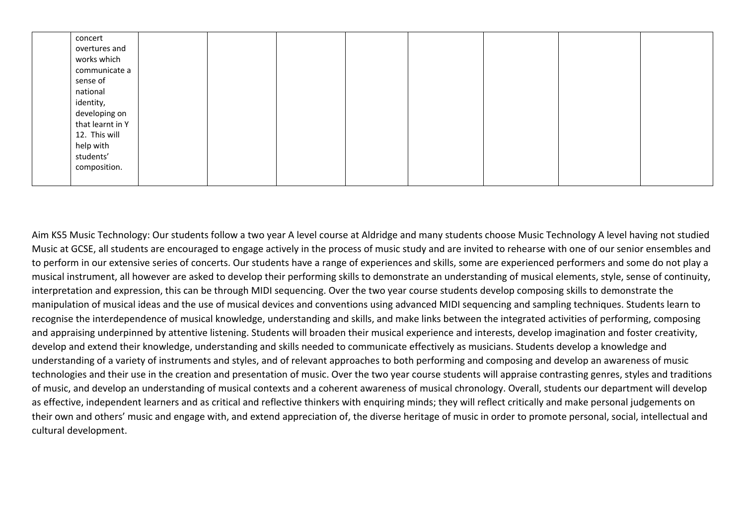|  | concert overtures and works which communicate a sense of national identity, developing on that learnt in Y 12. This will help with students' composition. |  |  |  |  |  |  |  |  |
|---|---|---|---|---|---|---|---|---|---|

Aim KS5 Music Technology: Our students follow a two year A level course at Aldridge and many students choose Music Technology A level having not studied Music at GCSE, all students are encouraged to engage actively in the process of music study and are invited to rehearse with one of our senior ensembles and to perform in our extensive series of concerts. Our students have a range of experiences and skills, some are experienced performers and some do not play a musical instrument, all however are asked to develop their performing skills to demonstrate an understanding of musical elements, style, sense of continuity, interpretation and expression, this can be through MIDI sequencing. Over the two year course students develop composing skills to demonstrate the manipulation of musical ideas and the use of musical devices and conventions using advanced MIDI sequencing and sampling techniques. Students learn to recognise the interdependence of musical knowledge, understanding and skills, and make links between the integrated activities of performing, composing and appraising underpinned by attentive listening. Students will broaden their musical experience and interests, develop imagination and foster creativity, develop and extend their knowledge, understanding and skills needed to communicate effectively as musicians. Students develop a knowledge and understanding of a variety of instruments and styles, and of relevant approaches to both performing and composing and develop an awareness of music technologies and their use in the creation and presentation of music. Over the two year course students will appraise contrasting genres, styles and traditions of music, and develop an understanding of musical contexts and a coherent awareness of musical chronology. Overall, students our department will develop as effective, independent learners and as critical and reflective thinkers with enquiring minds; they will reflect critically and make personal judgements on their own and others' music and engage with, and extend appreciation of, the diverse heritage of music in order to promote personal, social, intellectual and cultural development.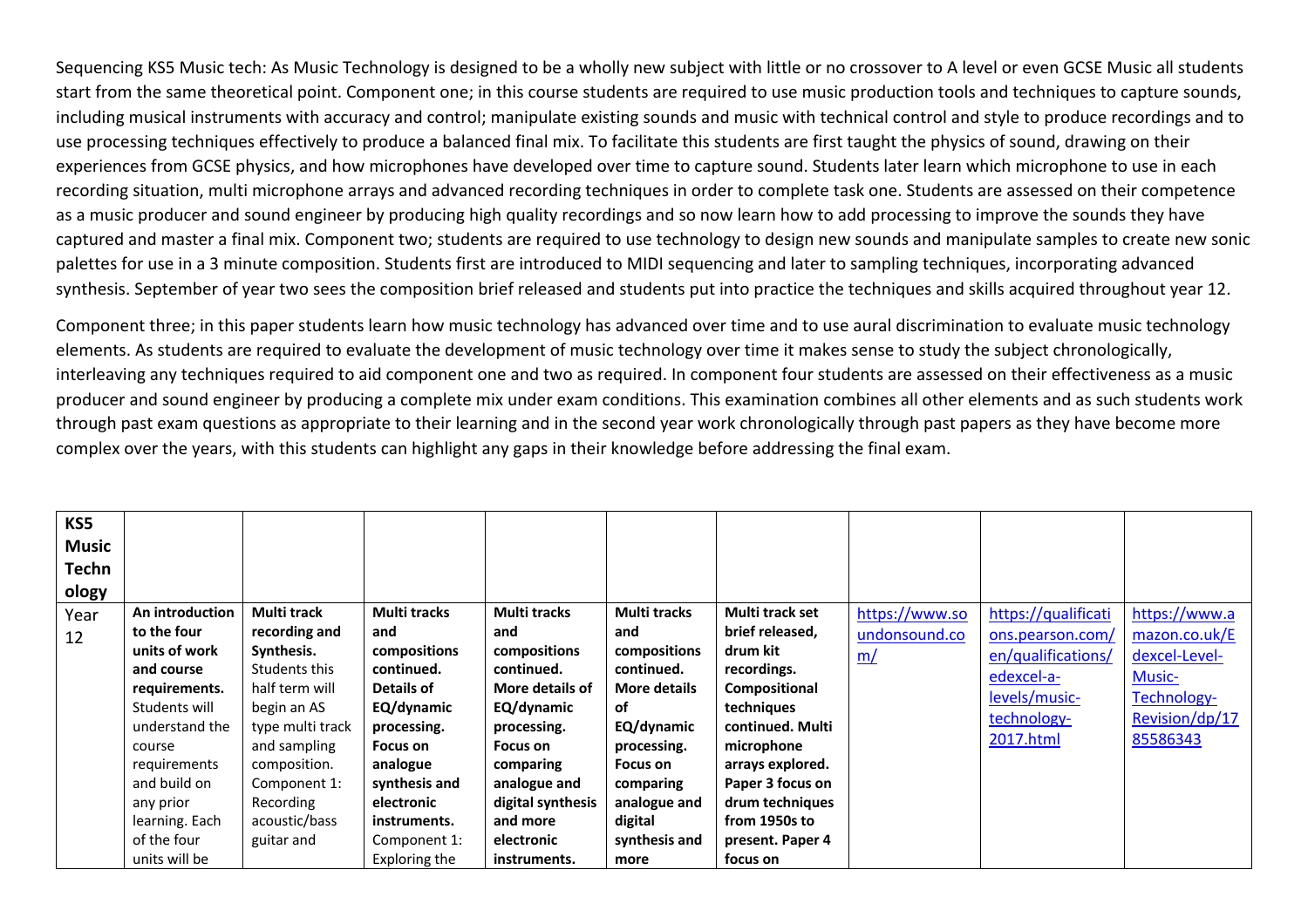Sequencing KS5 Music tech: As Music Technology is designed to be a wholly new subject with little or no crossover to A level or even GCSE Music all students start from the same theoretical point. Component one; in this course students are required to use music production tools and techniques to capture sounds, including musical instruments with accuracy and control; manipulate existing sounds and music with technical control and style to produce recordings and to use processing techniques effectively to produce a balanced final mix. To facilitate this students are first taught the physics of sound, drawing on their experiences from GCSE physics, and how microphones have developed over time to capture sound. Students later learn which microphone to use in each recording situation, multi microphone arrays and advanced recording techniques in order to complete task one. Students are assessed on their competence as a music producer and sound engineer by producing high quality recordings and so now learn how to add processing to improve the sounds they have captured and master a final mix. Component two; students are required to use technology to design new sounds and manipulate samples to create new sonic palettes for use in a 3 minute composition. Students first are introduced to MIDI sequencing and later to sampling techniques, incorporating advanced synthesis. September of year two sees the composition brief released and students put into practice the techniques and skills acquired throughout year 12.

Component three; in this paper students learn how music technology has advanced over time and to use aural discrimination to evaluate music technology elements. As students are required to evaluate the development of music technology over time it makes sense to study the subject chronologically, interleaving any techniques required to aid component one and two as required. In component four students are assessed on their effectiveness as a music producer and sound engineer by producing a complete mix under exam conditions. This examination combines all other elements and as such students work through past exam questions as appropriate to their learning and in the second year work chronologically through past papers as they have become more complex over the years, with this students can highlight any gaps in their knowledge before addressing the final exam.

| **KS5 Music Technology** | | | | | | | | | |
|---|---|---|---|---|---|---|---|---|---|
| Year 12 | **An introduction to the four units of work and course requirements.** Students will understand the course requirements and build on any prior learning. Each of the four units will be | **Multi track recording and Synthesis.** Students this half term will begin an AS type multi track and sampling composition. Component 1: Recording acoustic/bass guitar and | **Multi tracks and compositions continued. Details of EQ/dynamic processing. Focus on analogue synthesis and electronic instruments.** Component 1: Exploring the | **Multi tracks and compositions continued. More details of EQ/dynamic processing. Focus on comparing analogue and digital synthesis and more electronic instruments.** | **Multi tracks and compositions continued. More details of EQ/dynamic processing. Focus on comparing analogue and digital synthesis and more** | **Multi track set brief released, drum kit recordings. Compositional techniques continued. Multi microphone arrays explored. Paper 3 focus on drum techniques from 1950s to present. Paper 4 focus on** | https://www.soundonsound.com/ | https://qualifications.pearson.com/en/qualifications/edexcel-a-levels/music-technology-2017.html | https://www.amazon.co.uk/Edexcel-Level-Music-Technology-Revision/dp/1785586343 |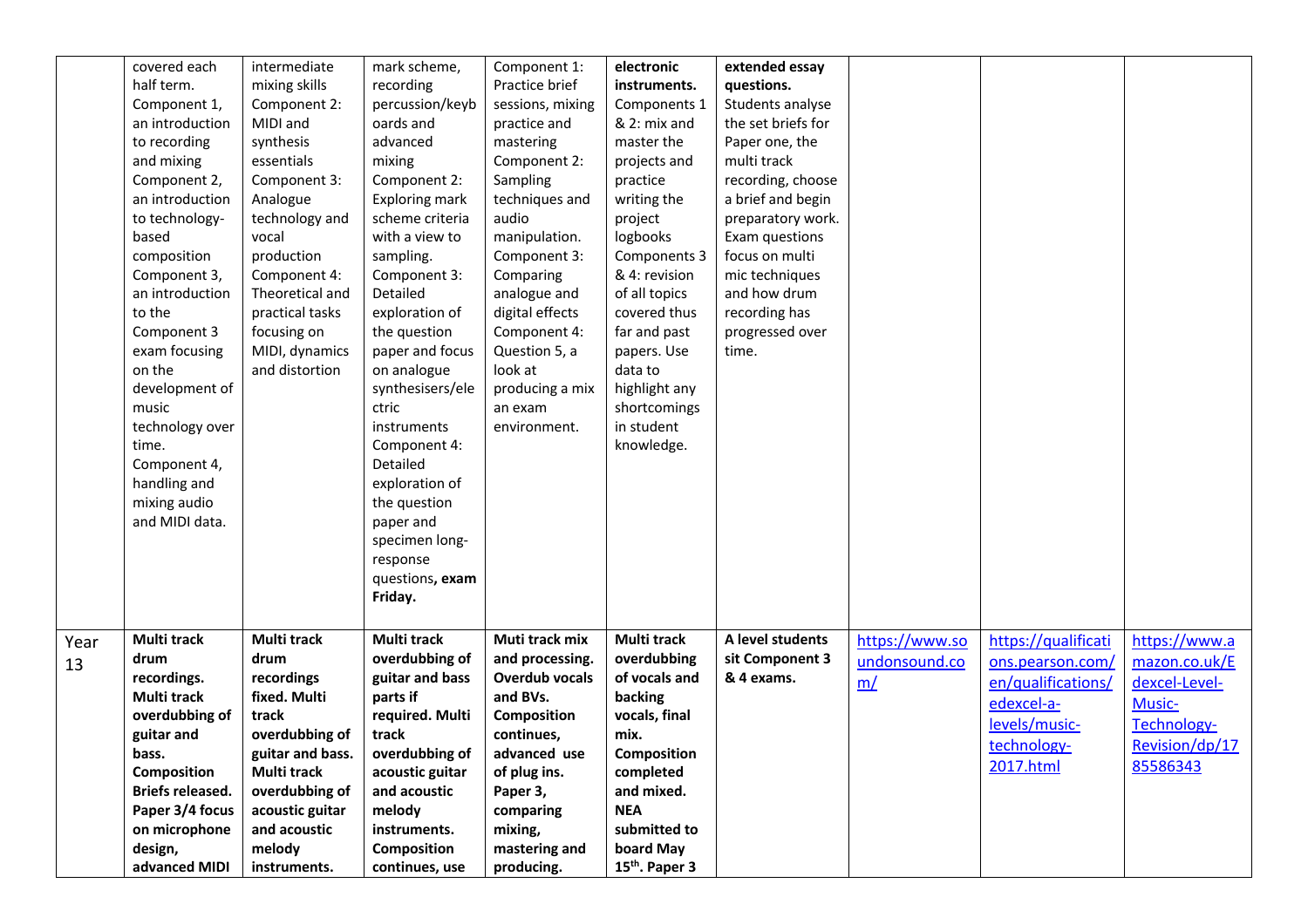|  |  |  |  |  |  |  |  |  |  |
|---|---|---|---|---|---|---|---|---|---|
|  | covered each half term. Component 1, an introduction to recording and mixing Component 2, an introduction to technology-based composition Component 3, an introduction to the Component 3 exam focusing on the development of music technology over time. Component 4, handling and mixing audio and MIDI data. | intermediate mixing skills Component 2: MIDI and synthesis essentials Component 3: Analogue technology and vocal production Component 4: Theoretical and practical tasks focusing on MIDI, dynamics and distortion | mark scheme, recording percussion/keyboards and advanced mixing Component 2: Exploring mark scheme criteria with a view to sampling. Component 3: Detailed exploration of the question paper and focus on analogue synthesisers/electric instruments Component 4: Detailed exploration of the question paper and specimen long-response questions, **exam Friday.** | Component 1: Practice brief sessions, mixing practice and mastering Component 2: Sampling techniques and audio manipulation. Component 3: Comparing analogue and digital effects Component 4: Question 5, a look at producing a mix an exam environment. | **electronic instruments.** Components 1 & 2: mix and master the projects and practice writing the project logbooks Components 3 & 4: revision of all topics covered thus far and past papers. Use data to highlight any shortcomings in student knowledge. | **extended essay questions.** Students analyse the set briefs for Paper one, the multi track recording, choose a brief and begin preparatory work. Exam questions focus on multi mic techniques and how drum recording has progressed over time. |  |  |  |
| Year 13 | **Multi track drum recordings. Multi track overdubbing of guitar and bass. Composition Briefs released. Paper 3/4 focus on microphone design, advanced MIDI** | **Multi track drum recordings fixed. Multi track overdubbing of guitar and bass. Multi track overdubbing of acoustic guitar and acoustic melody instruments.** | **Multi track overdubbing of guitar and bass parts if required. Multi track overdubbing of acoustic guitar and acoustic melody instruments. Composition continues, use** | **Muti track mix and processing. Overdub vocals and BVs. Composition continues, advanced use of plug ins. Paper 3, comparing mixing, mastering and producing.** | **Multi track overdubbing of vocals and backing vocals, final mix. Composition completed and mixed. NEA submitted to board May 15th. Paper 3** | **A level students sit Component 3 & 4 exams.** | https://www.soundonsound.com/ | https://qualifications.pearson.com/en/qualifications/edexcel-a-levels/music-technology-2017.html | https://www.amazon.co.uk/Edexcel-Level-Music-Technology-Revision/dp/1785586343 |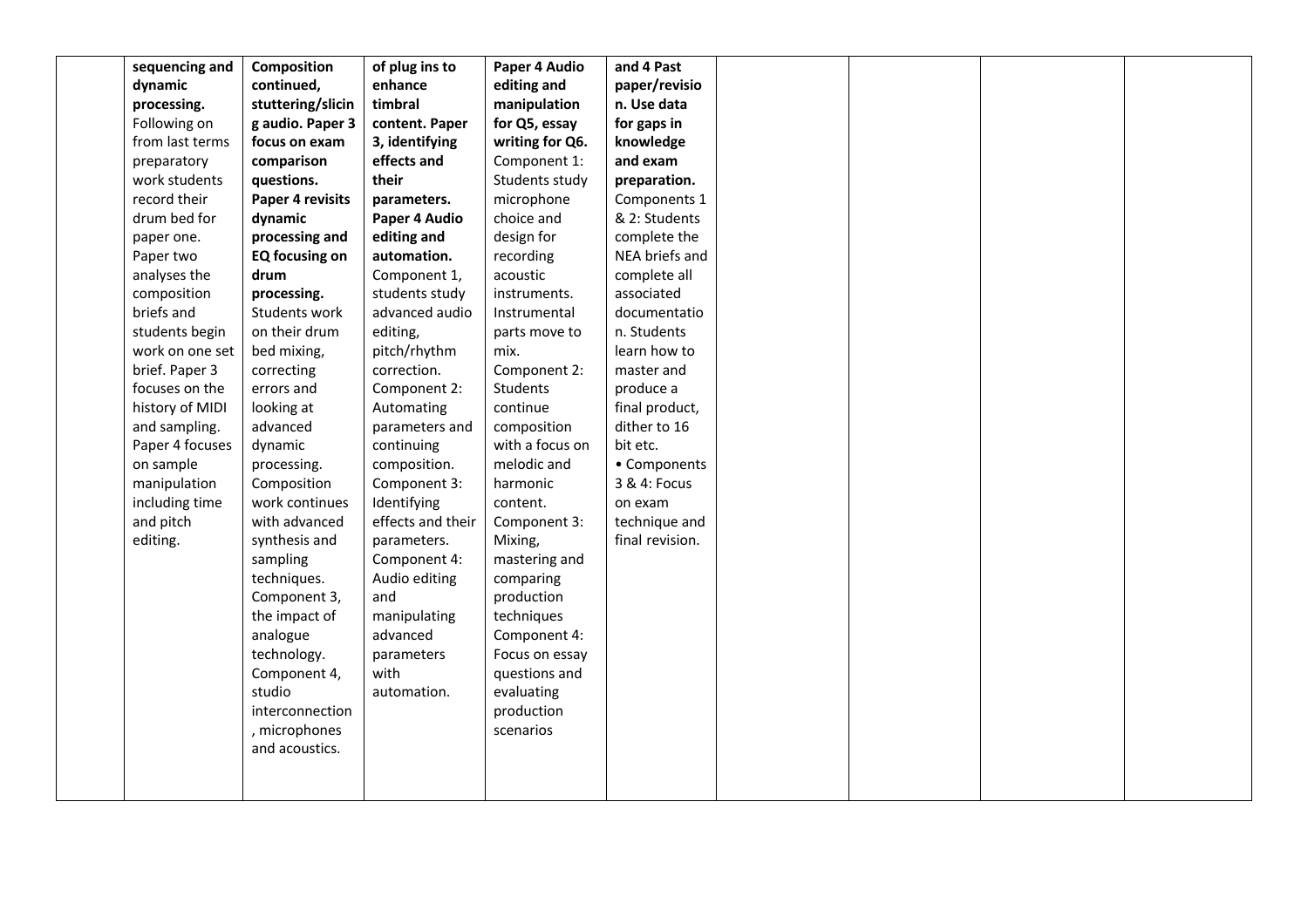| | | | | | | | | | |
|---|---|---|---|---|---|---|---|---|---|
| | **sequencing and dynamic processing.** Following on from last terms preparatory work students record their drum bed for paper one. Paper two analyses the composition briefs and students begin work on one set brief. Paper 3 focuses on the history of MIDI and sampling. Paper 4 focuses on sample manipulation including time and pitch editing. | **Composition continued, stuttering/slicing audio. Paper 3 focus on exam comparison questions. Paper 4 revisits dynamic processing and EQ focusing on drum processing.** Students work on their drum bed mixing, correcting errors and looking at advanced dynamic processing. Composition work continues with advanced synthesis and sampling techniques. Component 3, the impact of analogue technology. Component 4, studio interconnection, microphones and acoustics. | **of plug ins to enhance timbral content. Paper 3, identifying effects and their parameters. Paper 4 Audio editing and automation.** Component 1, students study advanced audio editing, pitch/rhythm correction. Component 2: Automating parameters and continuing composition. Component 3: Identifying effects and their parameters. Component 4: Audio editing and manipulating advanced parameters with automation. | **Paper 4 Audio editing and manipulation for Q5, essay writing for Q6.** Component 1: Students study microphone choice and design for recording acoustic instruments. Instrumental parts move to mix. Component 2: Students continue composition with a focus on melodic and harmonic content. Component 3: Mixing, mastering and comparing production techniques Component 4: Focus on essay questions and evaluating production scenarios | **and 4 Past paper/revision. Use data for gaps in knowledge and exam preparation.** Components 1 & 2: Students complete the NEA briefs and complete all associated documentation. Students learn how to master and produce a final product, dither to 16 bit etc. • Components 3 & 4: Focus on exam technique and final revision. | | | | |